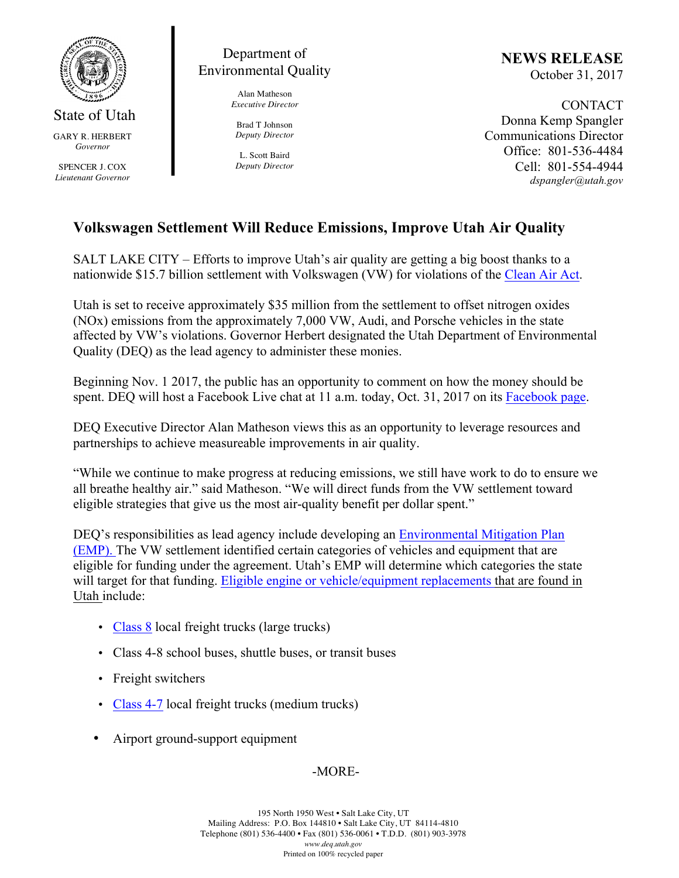State of Utah

GARY R. HERBERT
*Governor*

SPENCER J. COX
*Lieutenant Governor*

Department of Environmental Quality

Alan Matheson
*Executive Director*

Brad T Johnson
*Deputy Director*

L. Scott Baird
*Deputy Director*

**NEWS RELEASE**
October 31, 2017

CONTACT
Donna Kemp Spangler
Communications Director
Office: 801-536-4484
Cell: 801-554-4944
*dspangler@utah.gov*

## Volkswagen Settlement Will Reduce Emissions, Improve Utah Air Quality

SALT LAKE CITY – Efforts to improve Utah's air quality are getting a big boost thanks to a nationwide $15.7 billion settlement with Volkswagen (VW) for violations of the Clean Air Act.

Utah is set to receive approximately $35 million from the settlement to offset nitrogen oxides (NOx) emissions from the approximately 7,000 VW, Audi, and Porsche vehicles in the state affected by VW's violations. Governor Herbert designated the Utah Department of Environmental Quality (DEQ) as the lead agency to administer these monies.

Beginning Nov. 1 2017, the public has an opportunity to comment on how the money should be spent. DEQ will host a Facebook Live chat at 11 a.m. today, Oct. 31, 2017 on its Facebook page.

DEQ Executive Director Alan Matheson views this as an opportunity to leverage resources and partnerships to achieve measureable improvements in air quality.

"While we continue to make progress at reducing emissions, we still have work to do to ensure we all breathe healthy air." said Matheson. "We will direct funds from the VW settlement toward eligible strategies that give us the most air-quality benefit per dollar spent."

DEQ's responsibilities as lead agency include developing an Environmental Mitigation Plan (EMP). The VW settlement identified certain categories of vehicles and equipment that are eligible for funding under the agreement. Utah's EMP will determine which categories the state will target for that funding. Eligible engine or vehicle/equipment replacements that are found in Utah include:

- Class 8 local freight trucks (large trucks)
- Class 4-8 school buses, shuttle buses, or transit buses
- Freight switchers
- Class 4-7 local freight trucks (medium trucks)
- Airport ground-support equipment

-MORE-

195 North 1950 West • Salt Lake City, UT
Mailing Address: P.O. Box 144810 • Salt Lake City, UT 84114-4810
Telephone (801) 536-4400 • Fax (801) 536-0061 • T.D.D. (801) 903-3978
*www.deq.utah.gov*
Printed on 100% recycled paper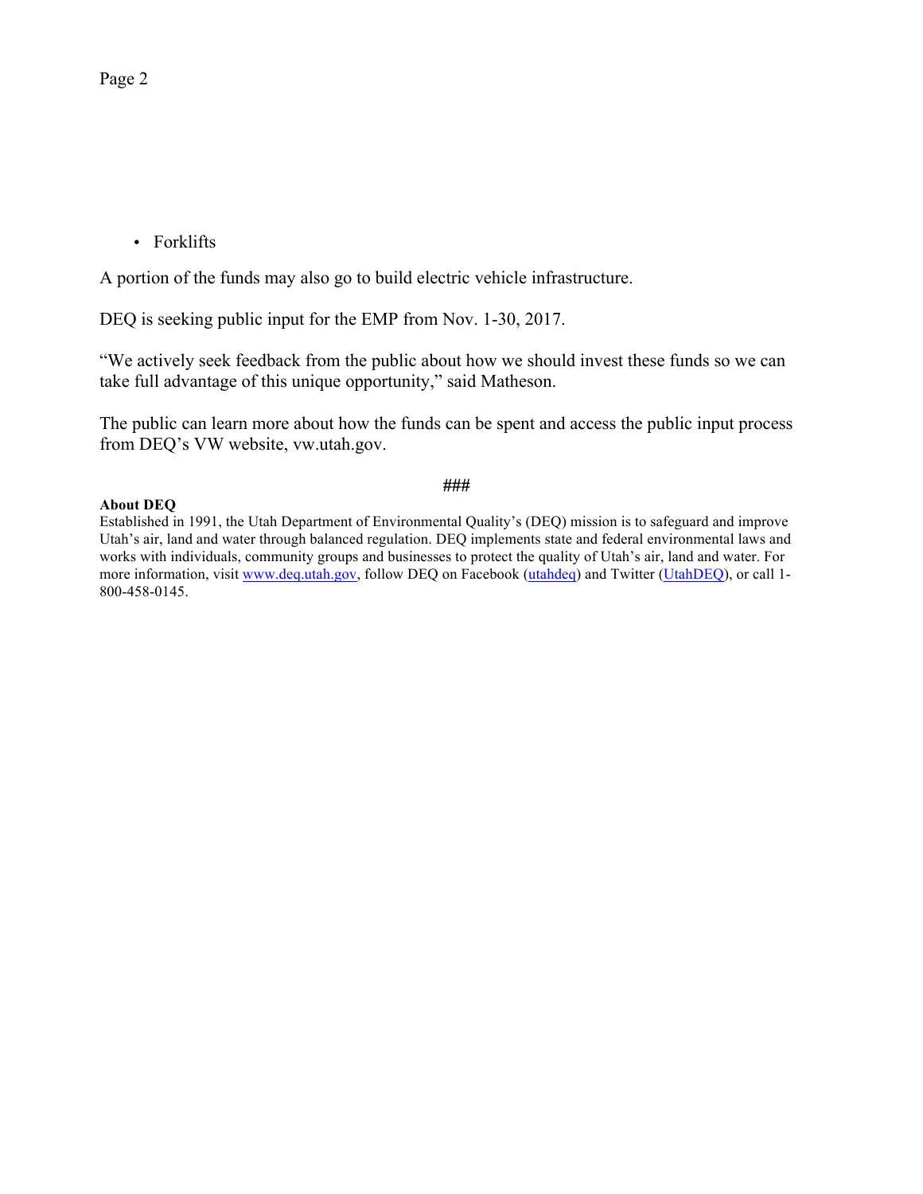- Forklifts

A portion of the funds may also go to build electric vehicle infrastructure.

DEQ is seeking public input for the EMP from Nov. 1-30, 2017.

"We actively seek feedback from the public about how we should invest these funds so we can take full advantage of this unique opportunity," said Matheson.

The public can learn more about how the funds can be spent and access the public input process from DEQ's VW website, vw.utah.gov.

###

**About DEQ**

Established in 1991, the Utah Department of Environmental Quality's (DEQ) mission is to safeguard and improve Utah's air, land and water through balanced regulation. DEQ implements state and federal environmental laws and works with individuals, community groups and businesses to protect the quality of Utah's air, land and water. For more information, visit www.deq.utah.gov, follow DEQ on Facebook (utahdeq) and Twitter (UtahDEQ), or call 1-800-458-0145.